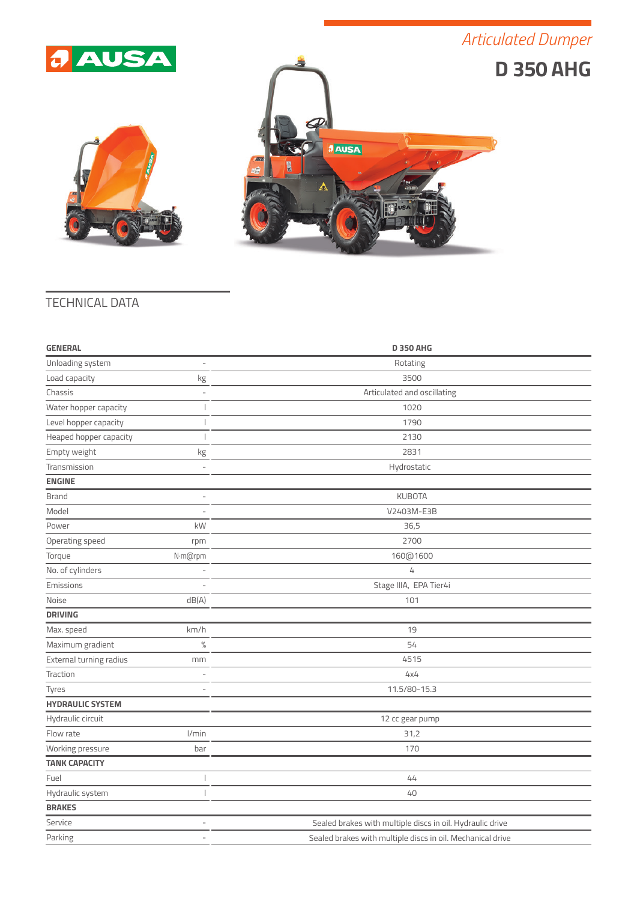AUSA

*Articulated Dumper*

# D 350 AHG

## TECHNICAL DATA

| GENERAL | | D 350 AHG |
|---|---|---|
| Unloading system | - | Rotating |
| Load capacity | kg | 3500 |
| Chassis | - | Articulated and oscillating |
| Water hopper capacity | l | 1020 |
| Level hopper capacity | l | 1790 |
| Heaped hopper capacity | l | 2130 |
| Empty weight | kg | 2831 |
| Transmission | - | Hydrostatic |
| **ENGINE** | | |
| Brand | - | KUBOTA |
| Model | - | V2403M-E3B |
| Power | kW | 36,5 |
| Operating speed | rpm | 2700 |
| Torque | N·m@rpm | 160@1600 |
| No. of cylinders | - | 4 |
| Emissions | - | Stage IIIA, EPA Tier4i |
| Noise | dB(A) | 101 |
| **DRIVING** | | |
| Max. speed | km/h | 19 |
| Maximum gradient | % | 54 |
| External turning radius | mm | 4515 |
| Traction | - | 4x4 |
| Tyres | - | 11.5/80-15.3 |
| **HYDRAULIC SYSTEM** | | |
| Hydraulic circuit | | 12 cc gear pump |
| Flow rate | l/min | 31,2 |
| Working pressure | bar | 170 |
| **TANK CAPACITY** | | |
| Fuel | l | 44 |
| Hydraulic system | l | 40 |
| **BRAKES** | | |
| Service | - | Sealed brakes with multiple discs in oil. Hydraulic drive |
| Parking | - | Sealed brakes with multiple discs in oil. Mechanical drive |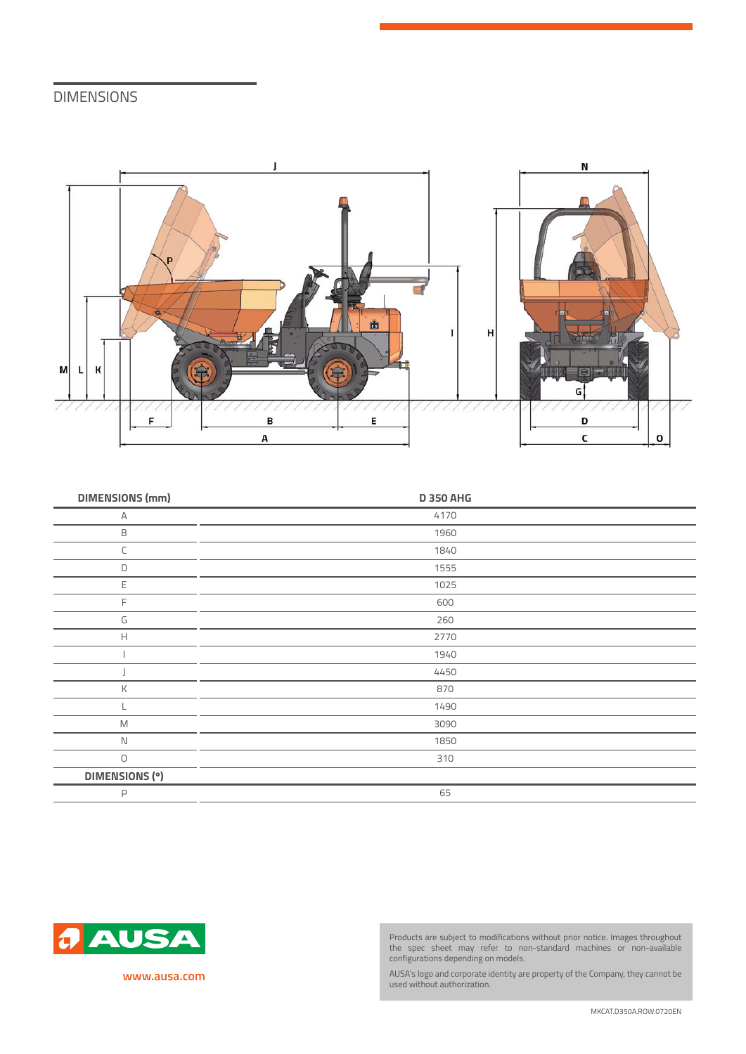## DIMENSIONS

J
N
P
M L K
I
H
G
F B E
A
D
C O

| DIMENSIONS (mm) | D 350 AHG |
|---|---|
| A | 4170 |
| B | 1960 |
| C | 1840 |
| D | 1555 |
| E | 1025 |
| F | 600 |
| G | 260 |
| H | 2770 |
| I | 1940 |
| J | 4450 |
| K | 870 |
| L | 1490 |
| M | 3090 |
| N | 1850 |
| O | 310 |
| **DIMENSIONS (°)** | |
| P | 65 |

AUSA

www.ausa.com

Products are subject to modifications without prior notice. Images throughout the spec sheet may refer to non-standard machines or non-available configurations depending on models.

AUSA's logo and corporate identity are property of the Company, they cannot be used without authorization.

MKCAT.D350A.ROW.0720EN